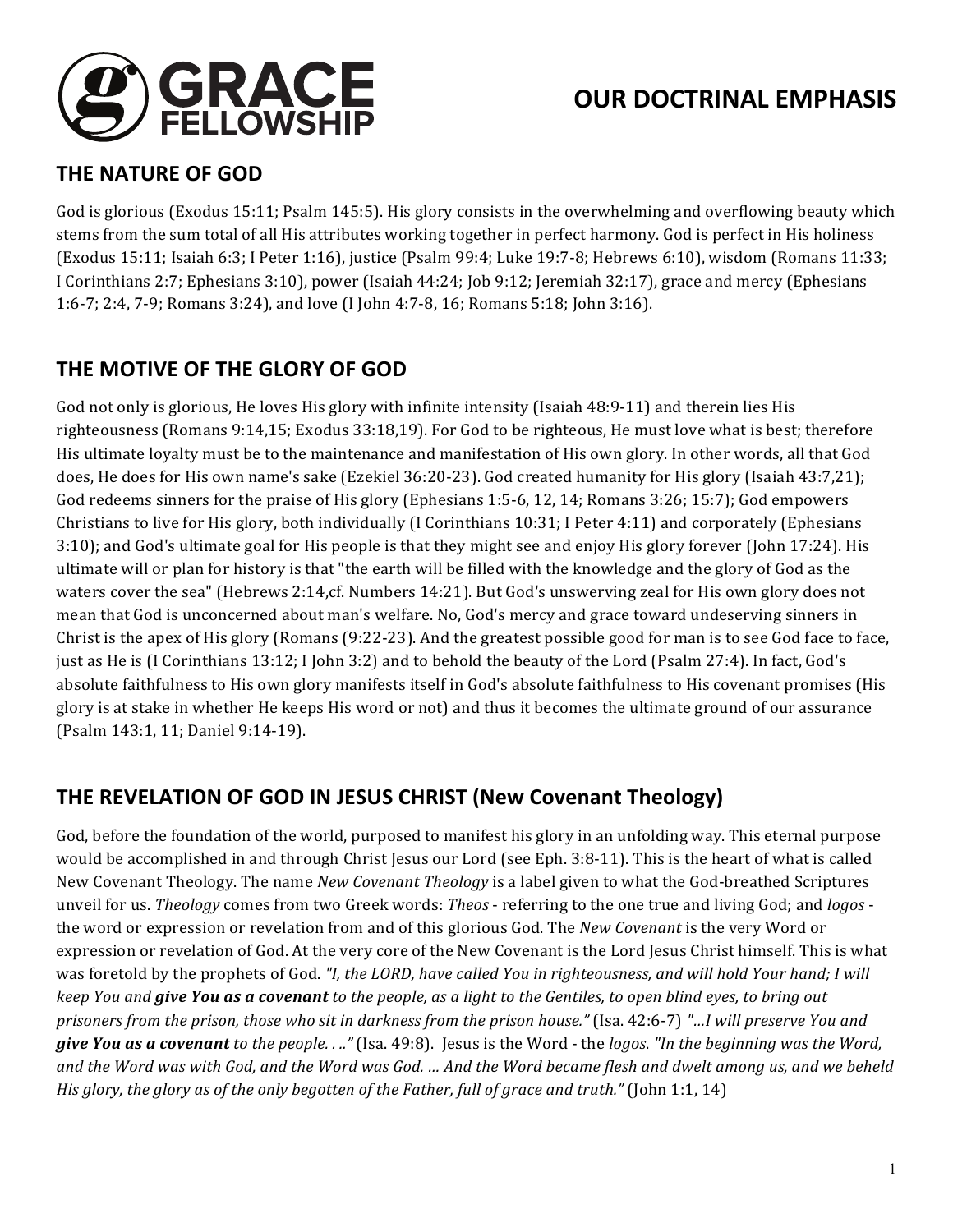GRACE FELLOWSHIP

# OUR DOCTRINAL EMPHASIS

## THE NATURE OF GOD

God is glorious (Exodus 15:11; Psalm 145:5). His glory consists in the overwhelming and overflowing beauty which stems from the sum total of all His attributes working together in perfect harmony. God is perfect in His holiness (Exodus 15:11; Isaiah 6:3; I Peter 1:16), justice (Psalm 99:4; Luke 19:7-8; Hebrews 6:10), wisdom (Romans 11:33; I Corinthians 2:7; Ephesians 3:10), power (Isaiah 44:24; Job 9:12; Jeremiah 32:17), grace and mercy (Ephesians 1:6-7; 2:4, 7-9; Romans 3:24), and love (I John 4:7-8, 16; Romans 5:18; John 3:16).

## THE MOTIVE OF THE GLORY OF GOD

God not only is glorious, He loves His glory with infinite intensity (Isaiah 48:9-11) and therein lies His righteousness (Romans 9:14,15; Exodus 33:18,19). For God to be righteous, He must love what is best; therefore His ultimate loyalty must be to the maintenance and manifestation of His own glory. In other words, all that God does, He does for His own name's sake (Ezekiel 36:20-23). God created humanity for His glory (Isaiah 43:7,21); God redeems sinners for the praise of His glory (Ephesians 1:5-6, 12, 14; Romans 3:26; 15:7); God empowers Christians to live for His glory, both individually (I Corinthians 10:31; I Peter 4:11) and corporately (Ephesians 3:10); and God's ultimate goal for His people is that they might see and enjoy His glory forever (John 17:24). His ultimate will or plan for history is that "the earth will be filled with the knowledge and the glory of God as the waters cover the sea" (Hebrews 2:14,cf. Numbers 14:21). But God's unswerving zeal for His own glory does not mean that God is unconcerned about man's welfare. No, God's mercy and grace toward undeserving sinners in Christ is the apex of His glory (Romans (9:22-23). And the greatest possible good for man is to see God face to face, just as He is (I Corinthians 13:12; I John 3:2) and to behold the beauty of the Lord (Psalm 27:4). In fact, God's absolute faithfulness to His own glory manifests itself in God's absolute faithfulness to His covenant promises (His glory is at stake in whether He keeps His word or not) and thus it becomes the ultimate ground of our assurance (Psalm 143:1, 11; Daniel 9:14-19).

## THE REVELATION OF GOD IN JESUS CHRIST (New Covenant Theology)

God, before the foundation of the world, purposed to manifest his glory in an unfolding way. This eternal purpose would be accomplished in and through Christ Jesus our Lord (see Eph. 3:8-11). This is the heart of what is called New Covenant Theology. The name *New Covenant Theology* is a label given to what the God-breathed Scriptures unveil for us. *Theology* comes from two Greek words: *Theos* - referring to the one true and living God; and *logos* - the word or expression or revelation from and of this glorious God. The *New Covenant* is the very Word or expression or revelation of God. At the very core of the New Covenant is the Lord Jesus Christ himself. This is what was foretold by the prophets of God. *"I, the LORD, have called You in righteousness, and will hold Your hand; I will keep You and **give You as a covenant** to the people, as a light to the Gentiles, to open blind eyes, to bring out prisoners from the prison, those who sit in darkness from the prison house."* (Isa. 42:6-7) *"...I will preserve You and **give You as a covenant** to the people. . .."* (Isa. 49:8). Jesus is the Word - the *logos*. *"In the beginning was the Word, and the Word was with God, and the Word was God. ... And the Word became flesh and dwelt among us, and we beheld His glory, the glory as of the only begotten of the Father, full of grace and truth."* (John 1:1, 14)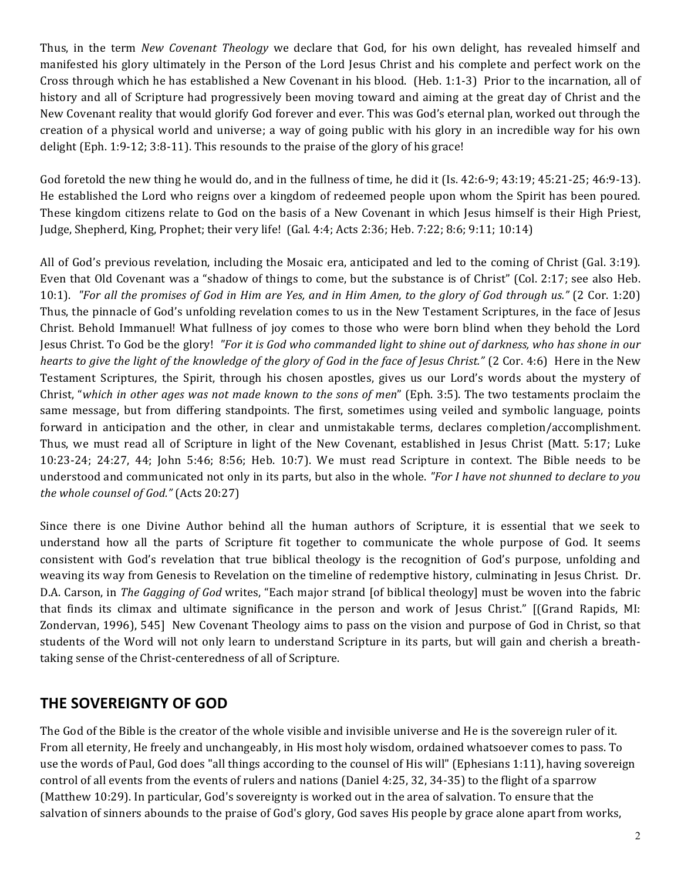Thus, in the term *New Covenant Theology* we declare that God, for his own delight, has revealed himself and manifested his glory ultimately in the Person of the Lord Jesus Christ and his complete and perfect work on the Cross through which he has established a New Covenant in his blood. (Heb. 1:1-3) Prior to the incarnation, all of history and all of Scripture had progressively been moving toward and aiming at the great day of Christ and the New Covenant reality that would glorify God forever and ever. This was God's eternal plan, worked out through the creation of a physical world and universe; a way of going public with his glory in an incredible way for his own delight (Eph. 1:9-12; 3:8-11). This resounds to the praise of the glory of his grace!

God foretold the new thing he would do, and in the fullness of time, he did it (Is. 42:6-9; 43:19; 45:21-25; 46:9-13). He established the Lord who reigns over a kingdom of redeemed people upon whom the Spirit has been poured. These kingdom citizens relate to God on the basis of a New Covenant in which Jesus himself is their High Priest, Judge, Shepherd, King, Prophet; their very life! (Gal. 4:4; Acts 2:36; Heb. 7:22; 8:6; 9:11; 10:14)

All of God's previous revelation, including the Mosaic era, anticipated and led to the coming of Christ (Gal. 3:19). Even that Old Covenant was a "shadow of things to come, but the substance is of Christ" (Col. 2:17; see also Heb. 10:1). *"For all the promises of God in Him are Yes, and in Him Amen, to the glory of God through us."* (2 Cor. 1:20) Thus, the pinnacle of God's unfolding revelation comes to us in the New Testament Scriptures, in the face of Jesus Christ. Behold Immanuel! What fullness of joy comes to those who were born blind when they behold the Lord Jesus Christ. To God be the glory! *"For it is God who commanded light to shine out of darkness, who has shone in our hearts to give the light of the knowledge of the glory of God in the face of Jesus Christ."* (2 Cor. 4:6) Here in the New Testament Scriptures, the Spirit, through his chosen apostles, gives us our Lord's words about the mystery of Christ, "*which in other ages was not made known to the sons of men*" (Eph. 3:5). The two testaments proclaim the same message, but from differing standpoints. The first, sometimes using veiled and symbolic language, points forward in anticipation and the other, in clear and unmistakable terms, declares completion/accomplishment. Thus, we must read all of Scripture in light of the New Covenant, established in Jesus Christ (Matt. 5:17; Luke 10:23-24; 24:27, 44; John 5:46; 8:56; Heb. 10:7). We must read Scripture in context. The Bible needs to be understood and communicated not only in its parts, but also in the whole. *"For I have not shunned to declare to you the whole counsel of God."* (Acts 20:27)

Since there is one Divine Author behind all the human authors of Scripture, it is essential that we seek to understand how all the parts of Scripture fit together to communicate the whole purpose of God. It seems consistent with God's revelation that true biblical theology is the recognition of God's purpose, unfolding and weaving its way from Genesis to Revelation on the timeline of redemptive history, culminating in Jesus Christ. Dr. D.A. Carson, in *The Gagging of God* writes, "Each major strand [of biblical theology] must be woven into the fabric that finds its climax and ultimate significance in the person and work of Jesus Christ." [(Grand Rapids, MI: Zondervan, 1996), 545] New Covenant Theology aims to pass on the vision and purpose of God in Christ, so that students of the Word will not only learn to understand Scripture in its parts, but will gain and cherish a breath-taking sense of the Christ-centeredness of all of Scripture.

## THE SOVEREIGNTY OF GOD

The God of the Bible is the creator of the whole visible and invisible universe and He is the sovereign ruler of it. From all eternity, He freely and unchangeably, in His most holy wisdom, ordained whatsoever comes to pass. To use the words of Paul, God does "all things according to the counsel of His will" (Ephesians 1:11), having sovereign control of all events from the events of rulers and nations (Daniel 4:25, 32, 34-35) to the flight of a sparrow (Matthew 10:29). In particular, God's sovereignty is worked out in the area of salvation. To ensure that the salvation of sinners abounds to the praise of God's glory, God saves His people by grace alone apart from works,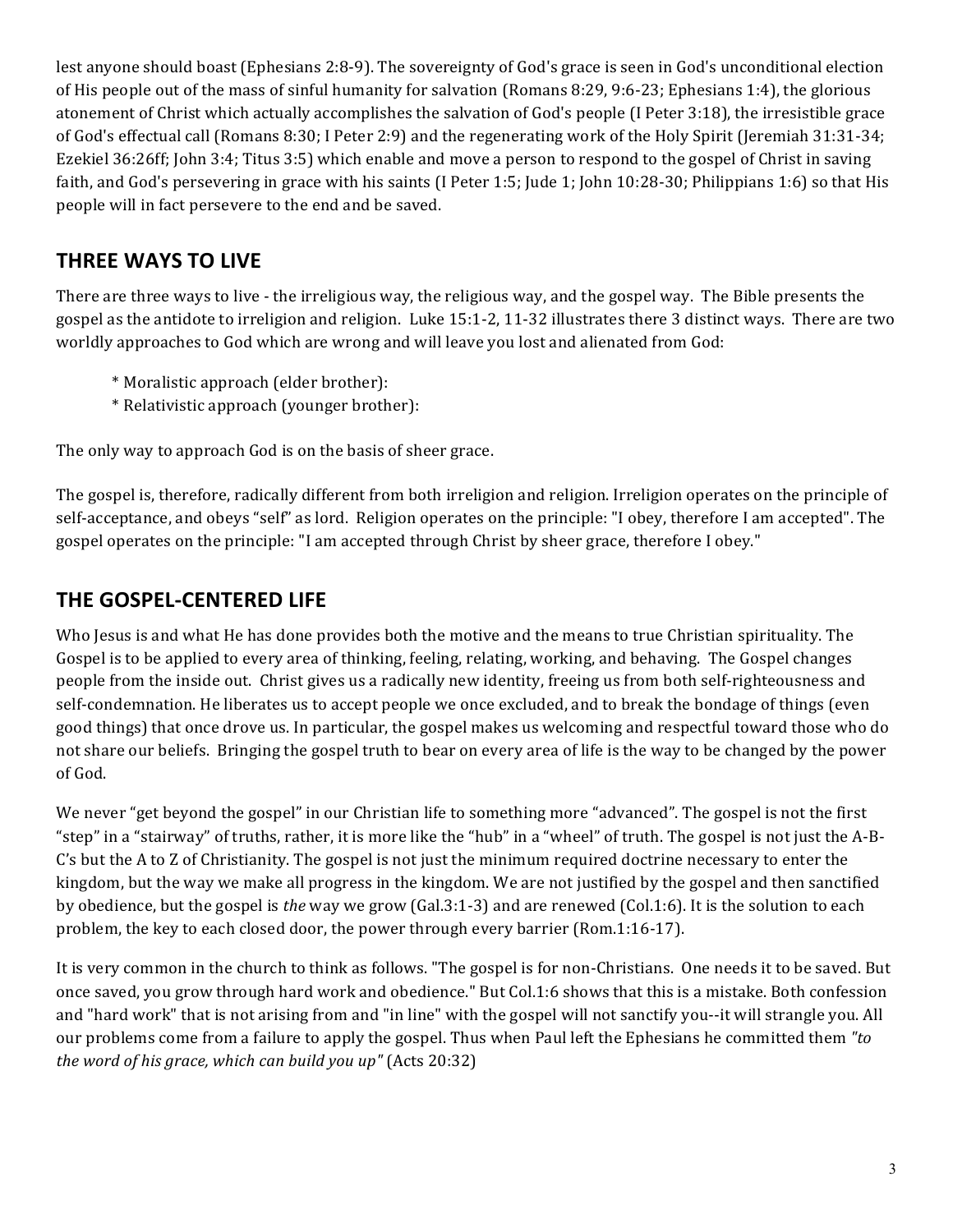lest anyone should boast (Ephesians 2:8-9). The sovereignty of God's grace is seen in God's unconditional election of His people out of the mass of sinful humanity for salvation (Romans 8:29, 9:6-23; Ephesians 1:4), the glorious atonement of Christ which actually accomplishes the salvation of God's people (I Peter 3:18), the irresistible grace of God's effectual call (Romans 8:30; I Peter 2:9) and the regenerating work of the Holy Spirit (Jeremiah 31:31-34; Ezekiel 36:26ff; John 3:4; Titus 3:5) which enable and move a person to respond to the gospel of Christ in saving faith, and God's persevering in grace with his saints (I Peter 1:5; Jude 1; John 10:28-30; Philippians 1:6) so that His people will in fact persevere to the end and be saved.

## THREE WAYS TO LIVE

There are three ways to live - the irreligious way, the religious way, and the gospel way. The Bible presents the gospel as the antidote to irreligion and religion. Luke 15:1-2, 11-32 illustrates there 3 distinct ways. There are two worldly approaches to God which are wrong and will leave you lost and alienated from God:

* Moralistic approach (elder brother):
* Relativistic approach (younger brother):

The only way to approach God is on the basis of sheer grace.

The gospel is, therefore, radically different from both irreligion and religion. Irreligion operates on the principle of self-acceptance, and obeys "self" as lord. Religion operates on the principle: "I obey, therefore I am accepted". The gospel operates on the principle: "I am accepted through Christ by sheer grace, therefore I obey."

## THE GOSPEL-CENTERED LIFE

Who Jesus is and what He has done provides both the motive and the means to true Christian spirituality. The Gospel is to be applied to every area of thinking, feeling, relating, working, and behaving. The Gospel changes people from the inside out. Christ gives us a radically new identity, freeing us from both self-righteousness and self-condemnation. He liberates us to accept people we once excluded, and to break the bondage of things (even good things) that once drove us. In particular, the gospel makes us welcoming and respectful toward those who do not share our beliefs. Bringing the gospel truth to bear on every area of life is the way to be changed by the power of God.

We never "get beyond the gospel" in our Christian life to something more "advanced". The gospel is not the first "step" in a "stairway" of truths, rather, it is more like the "hub" in a "wheel" of truth. The gospel is not just the A-B-C's but the A to Z of Christianity. The gospel is not just the minimum required doctrine necessary to enter the kingdom, but the way we make all progress in the kingdom. We are not justified by the gospel and then sanctified by obedience, but the gospel is *the* way we grow (Gal.3:1-3) and are renewed (Col.1:6). It is the solution to each problem, the key to each closed door, the power through every barrier (Rom.1:16-17).

It is very common in the church to think as follows. "The gospel is for non-Christians. One needs it to be saved. But once saved, you grow through hard work and obedience." But Col.1:6 shows that this is a mistake. Both confession and "hard work" that is not arising from and "in line" with the gospel will not sanctify you--it will strangle you. All our problems come from a failure to apply the gospel. Thus when Paul left the Ephesians he committed them *"to the word of his grace, which can build you up"* (Acts 20:32)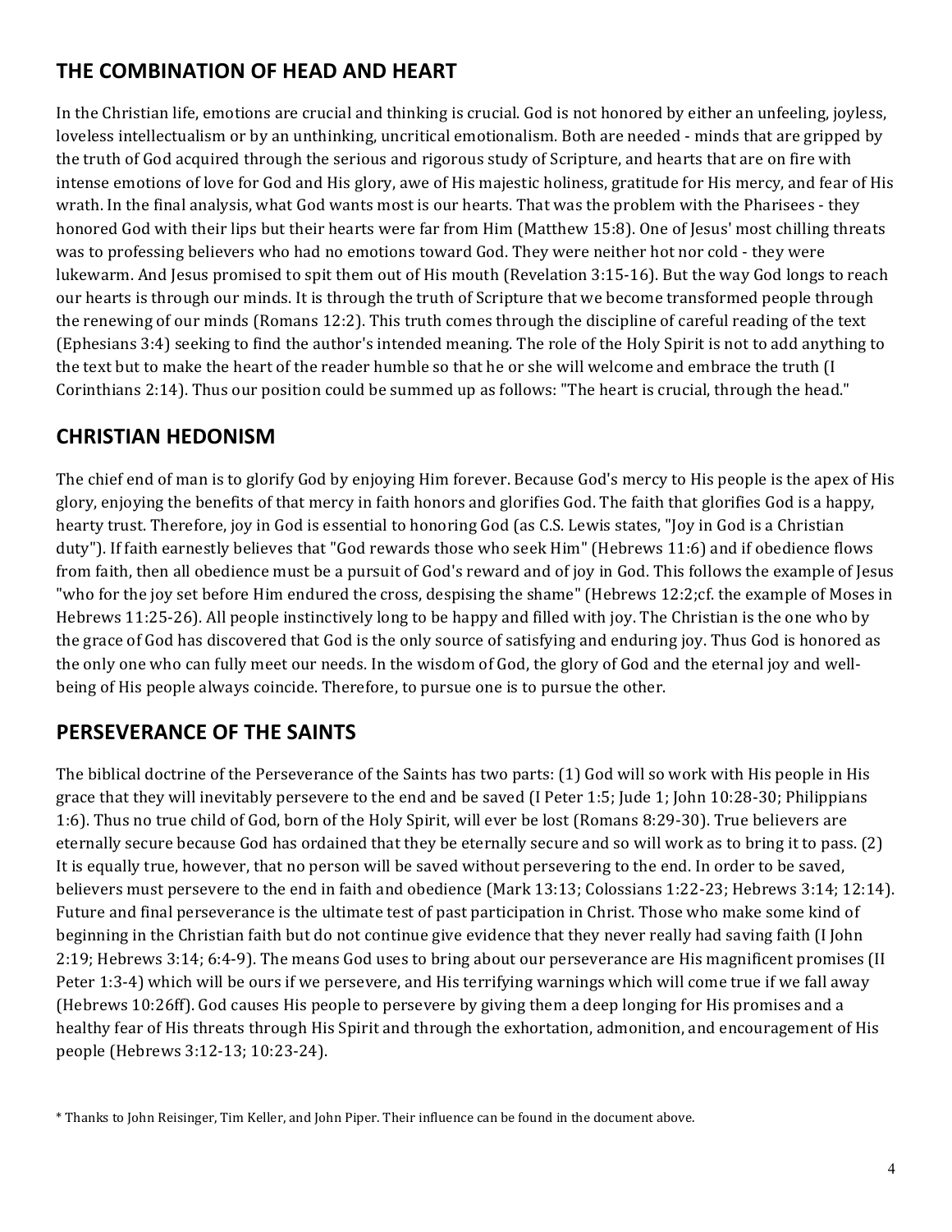## THE COMBINATION OF HEAD AND HEART

In the Christian life, emotions are crucial and thinking is crucial. God is not honored by either an unfeeling, joyless, loveless intellectualism or by an unthinking, uncritical emotionalism. Both are needed - minds that are gripped by the truth of God acquired through the serious and rigorous study of Scripture, and hearts that are on fire with intense emotions of love for God and His glory, awe of His majestic holiness, gratitude for His mercy, and fear of His wrath. In the final analysis, what God wants most is our hearts. That was the problem with the Pharisees - they honored God with their lips but their hearts were far from Him (Matthew 15:8). One of Jesus' most chilling threats was to professing believers who had no emotions toward God. They were neither hot nor cold - they were lukewarm. And Jesus promised to spit them out of His mouth (Revelation 3:15-16). But the way God longs to reach our hearts is through our minds. It is through the truth of Scripture that we become transformed people through the renewing of our minds (Romans 12:2). This truth comes through the discipline of careful reading of the text (Ephesians 3:4) seeking to find the author's intended meaning. The role of the Holy Spirit is not to add anything to the text but to make the heart of the reader humble so that he or she will welcome and embrace the truth (I Corinthians 2:14). Thus our position could be summed up as follows: "The heart is crucial, through the head."

## CHRISTIAN HEDONISM

The chief end of man is to glorify God by enjoying Him forever. Because God's mercy to His people is the apex of His glory, enjoying the benefits of that mercy in faith honors and glorifies God. The faith that glorifies God is a happy, hearty trust. Therefore, joy in God is essential to honoring God (as C.S. Lewis states, "Joy in God is a Christian duty"). If faith earnestly believes that "God rewards those who seek Him" (Hebrews 11:6) and if obedience flows from faith, then all obedience must be a pursuit of God's reward and of joy in God. This follows the example of Jesus "who for the joy set before Him endured the cross, despising the shame" (Hebrews 12:2;cf. the example of Moses in Hebrews 11:25-26). All people instinctively long to be happy and filled with joy. The Christian is the one who by the grace of God has discovered that God is the only source of satisfying and enduring joy. Thus God is honored as the only one who can fully meet our needs. In the wisdom of God, the glory of God and the eternal joy and well-being of His people always coincide. Therefore, to pursue one is to pursue the other.

## PERSEVERANCE OF THE SAINTS

The biblical doctrine of the Perseverance of the Saints has two parts: (1) God will so work with His people in His grace that they will inevitably persevere to the end and be saved (I Peter 1:5; Jude 1; John 10:28-30; Philippians 1:6). Thus no true child of God, born of the Holy Spirit, will ever be lost (Romans 8:29-30). True believers are eternally secure because God has ordained that they be eternally secure and so will work as to bring it to pass. (2) It is equally true, however, that no person will be saved without persevering to the end. In order to be saved, believers must persevere to the end in faith and obedience (Mark 13:13; Colossians 1:22-23; Hebrews 3:14; 12:14). Future and final perseverance is the ultimate test of past participation in Christ. Those who make some kind of beginning in the Christian faith but do not continue give evidence that they never really had saving faith (I John 2:19; Hebrews 3:14; 6:4-9). The means God uses to bring about our perseverance are His magnificent promises (II Peter 1:3-4) which will be ours if we persevere, and His terrifying warnings which will come true if we fall away (Hebrews 10:26ff). God causes His people to persevere by giving them a deep longing for His promises and a healthy fear of His threats through His Spirit and through the exhortation, admonition, and encouragement of His people (Hebrews 3:12-13; 10:23-24).

* Thanks to John Reisinger, Tim Keller, and John Piper. Their influence can be found in the document above.